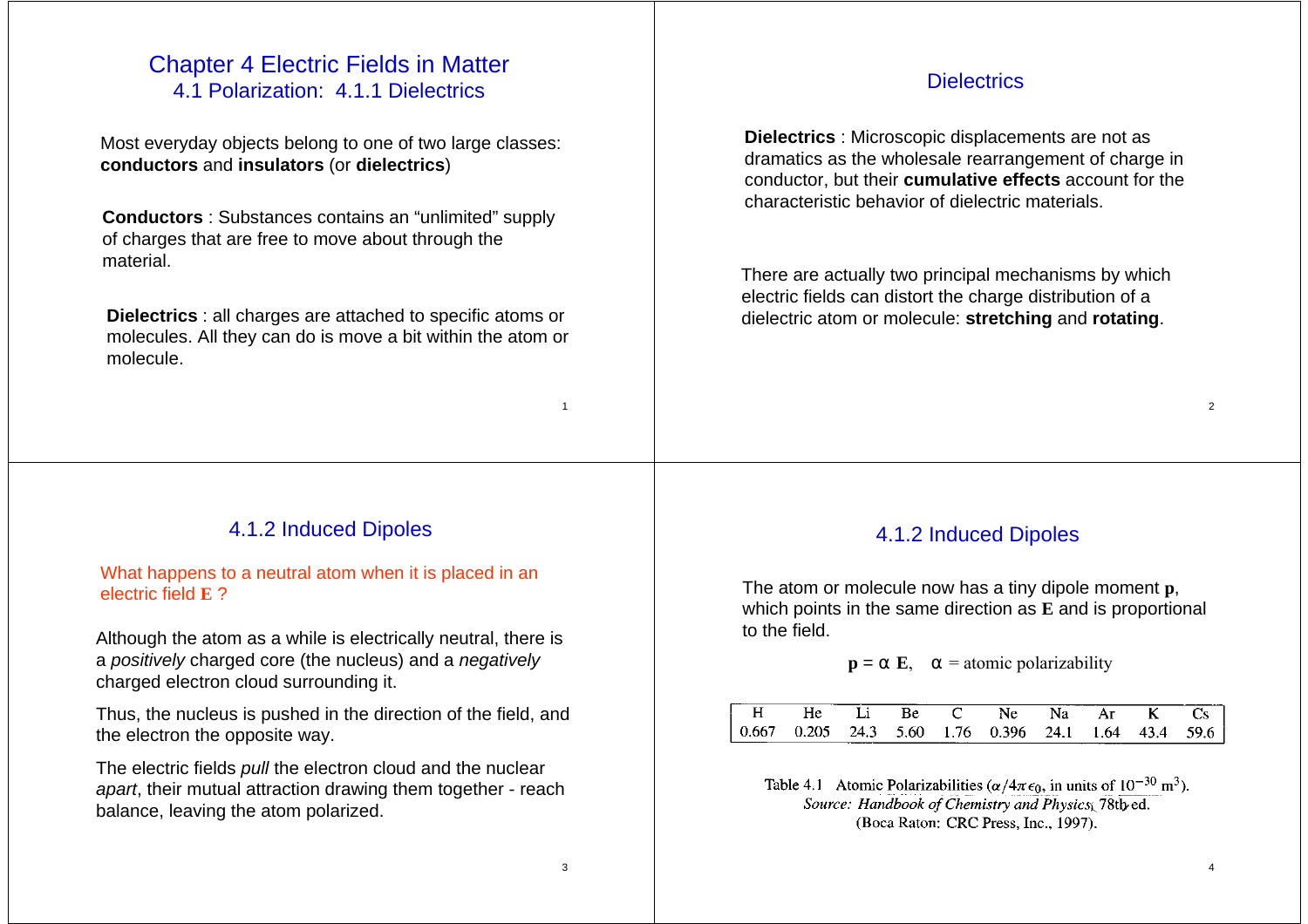# Chapter 4 Electric Fields in Matter

## 4.1 Polarization: 4.1.1 Dielectrics

Most everyday objects belong to one of two large classes: **conductors** and **insulators** (or **dielectrics**)

**Conductors** : Substances contains an "unlimited" supply of charges that are free to move about through the material.

**Dielectrics** : all charges are attached to specific atoms or molecules. All they can do is move a bit within the atom or molecule.

## Dielectrics

**Dielectrics** : Microscopic displacements are not as dramatics as the wholesale rearrangement of charge in conductor, but their **cumulative effects** account for the characteristic behavior of dielectric materials.

There are actually two principal mechanisms by which electric fields can distort the charge distribution of a dielectric atom or molecule: **stretching** and **rotating**.

## 4.1.2 Induced Dipoles

What happens to a neutral atom when it is placed in an electric field **E** ?

Although the atom as a while is electrically neutral, there is a *positively* charged core (the nucleus) and a *negatively* charged electron cloud surrounding it.

Thus, the nucleus is pushed in the direction of the field, and the electron the opposite way.

The electric fields *pull* the electron cloud and the nuclear *apart*, their mutual attraction drawing them together - reach balance, leaving the atom polarized.

## 4.1.2 Induced Dipoles

The atom or molecule now has a tiny dipole moment **p**, which points in the same direction as **E** and is proportional to the field.

$$\mathbf{p} = \alpha\, \mathbf{E}, \quad \alpha = \text{atomic polarizability}$$

| H | He | Li | Be | C | Ne | Na | Ar | K | Cs |
|---|---|---|---|---|---|---|---|---|---|
| 0.667 | 0.205 | 24.3 | 5.60 | 1.76 | 0.396 | 24.1 | 1.64 | 43.4 | 59.6 |

Table 4.1 Atomic Polarizabilities ($\alpha/4\pi\epsilon_0$, in units of $10^{-30}$ $m^3$).
*Source: Handbook of Chemistry and Physics*, 78th ed.
(Boca Raton: CRC Press, Inc., 1997).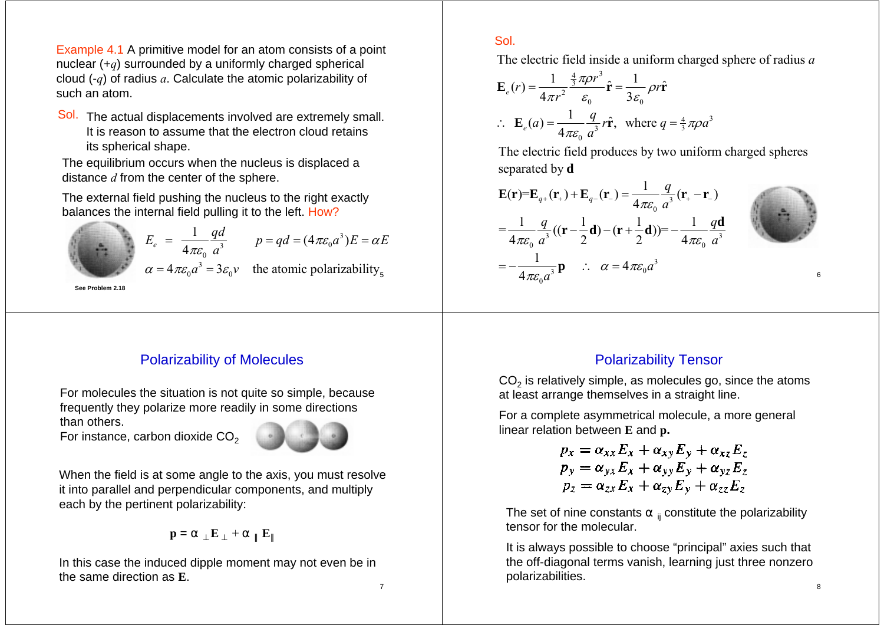Example 4.1 A primitive model for an atom consists of a point nuclear ($+q$) surrounded by a uniformly charged spherical cloud ($-q$) of radius $a$. Calculate the atomic polarizability of such an atom.

Sol. The actual displacements involved are extremely small. It is reason to assume that the electron cloud retains its spherical shape.

The equilibrium occurs when the nucleus is displaced a distance $d$ from the center of the sphere.

The external field pushing the nucleus to the right exactly balances the internal field pulling it to the left. How?

$$E_e = \frac{1}{4\pi\varepsilon_0}\frac{qd}{a^3} \qquad p = qd = (4\pi\varepsilon_0 a^3)E = \alpha E$$

$$\alpha = 4\pi\varepsilon_0 a^3 = 3\varepsilon_0 v \quad \text{the atomic polarizability}$$

See Problem 2.18

Sol.

The electric field inside a uniform charged sphere of radius $a$

$$\mathbf{E}_e(r) = \frac{1}{4\pi r^2}\frac{\frac{4}{3}\pi\rho r^3}{\varepsilon_0}\hat{\mathbf{r}} = \frac{1}{3\varepsilon_0}\rho r\hat{\mathbf{r}}$$

$$\therefore\ \mathbf{E}_e(a) = \frac{1}{4\pi\varepsilon_0}\frac{q}{a^3}r\hat{\mathbf{r}}, \quad \text{where } q = \tfrac{4}{3}\pi\rho a^3$$

The electric field produces by two uniform charged spheres separated by $\mathbf{d}$

$$\mathbf{E}(\mathbf{r}) = \mathbf{E}_{q+}(\mathbf{r}_+) + \mathbf{E}_{q-}(\mathbf{r}_-) = \frac{1}{4\pi\varepsilon_0}\frac{q}{a^3}(\mathbf{r}_+ - \mathbf{r}_-)$$

$$= \frac{1}{4\pi\varepsilon_0}\frac{q}{a^3}\left((\mathbf{r} - \frac{1}{2}\mathbf{d}) - (\mathbf{r} + \frac{1}{2}\mathbf{d})\right) = -\frac{1}{4\pi\varepsilon_0}\frac{q\mathbf{d}}{a^3}$$

$$= -\frac{1}{4\pi\varepsilon_0 a^3}\mathbf{p} \quad \therefore\ \alpha = 4\pi\varepsilon_0 a^3$$

## Polarizability of Molecules

For molecules the situation is not quite so simple, because frequently they polarize more readily in some directions than others.

For instance, carbon dioxide $CO_2$

When the field is at some angle to the axis, you must resolve it into parallel and perpendicular components, and multiply each by the pertinent polarizability:

$$\mathbf{p} = \alpha_{\perp}\mathbf{E}_{\perp} + \alpha_{\parallel}\mathbf{E}_{\parallel}$$

In this case the induced dipple moment may not even be in the same direction as $\mathbf{E}$.

## Polarizability Tensor

$CO_2$ is relatively simple, as molecules go, since the atoms at least arrange themselves in a straight line.

For a complete asymmetrical molecule, a more general linear relation between $\mathbf{E}$ and $\mathbf{p}$.

$$p_x = \alpha_{xx}E_x + \alpha_{xy}E_y + \alpha_{xz}E_z$$
$$p_y = \alpha_{yx}E_x + \alpha_{yy}E_y + \alpha_{yz}E_z$$
$$p_z = \alpha_{zx}E_x + \alpha_{zy}E_y + \alpha_{zz}E_z$$

The set of nine constants $\alpha_{ij}$ constitute the polarizability tensor for the molecular.

It is always possible to choose "principal" axies such that the off-diagonal terms vanish, learning just three nonzero polarizabilities.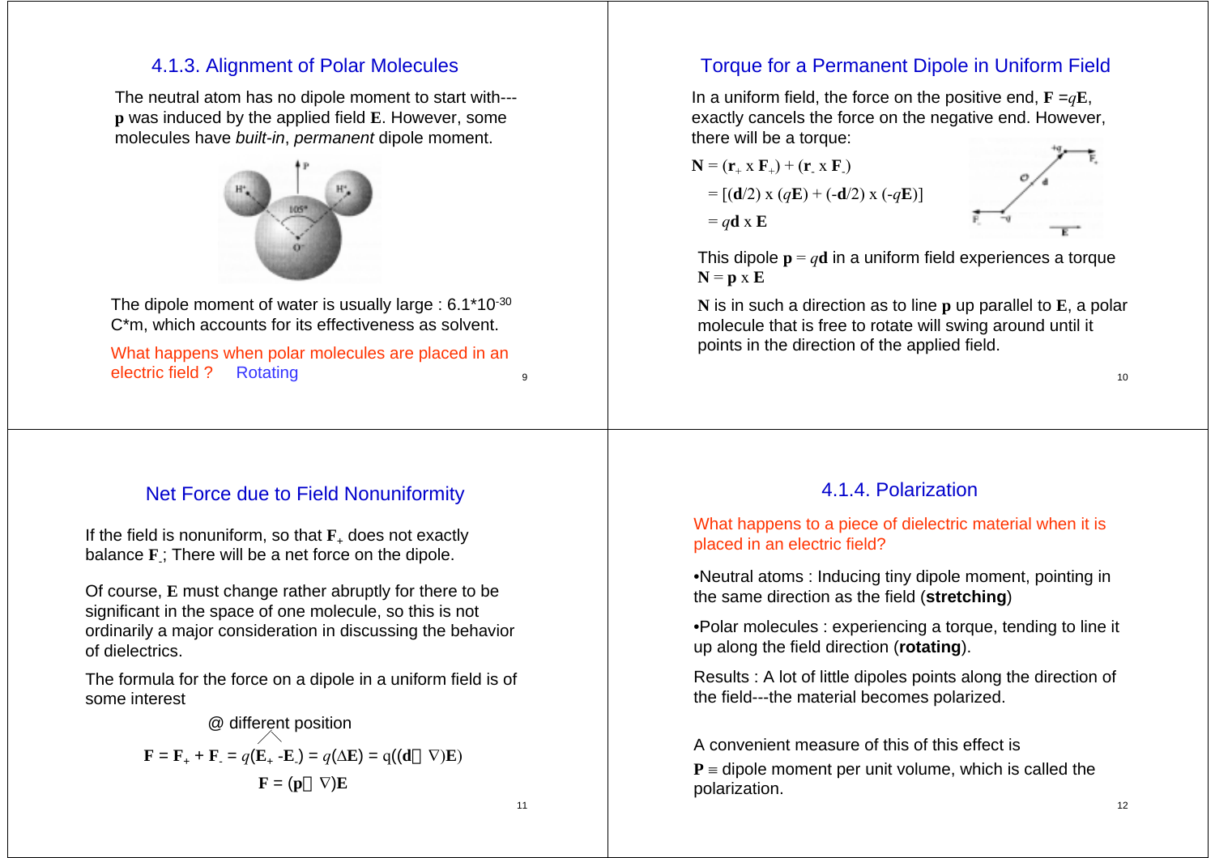## 4.1.3. Alignment of Polar Molecules

The neutral atom has no dipole moment to start with--- **p** was induced by the applied field **E**. However, some molecules have *built-in*, *permanent* dipole moment.

The dipole moment of water is usually large : 6.1*$10^{-30}$ C*m, which accounts for its effectiveness as solvent.

What happens when polar molecules are placed in an electric field ? Rotating

## Torque for a Permanent Dipole in Uniform Field

In a uniform field, the force on the positive end, $\mathbf{F} = q\mathbf{E}$, exactly cancels the force on the negative end. However, there will be a torque:

$$\mathbf{N} = (\mathbf{r}_+ \times \mathbf{F}_+) + (\mathbf{r}_- \times \mathbf{F}_-)$$

$$= [(\mathbf{d}/2) \times (q\mathbf{E}) + (-\mathbf{d}/2) \times (-q\mathbf{E})]$$

$$= q\mathbf{d} \times \mathbf{E}$$

This dipole $\mathbf{p} = q\mathbf{d}$ in a uniform field experiences a torque $\mathbf{N} = \mathbf{p} \times \mathbf{E}$

**N** is in such a direction as to line **p** up parallel to **E**, a polar molecule that is free to rotate will swing around until it points in the direction of the applied field.

## Net Force due to Field Nonuniformity

If the field is nonuniform, so that $\mathbf{F}_+$ does not exactly balance $\mathbf{F}_-$; There will be a net force on the dipole.

Of course, **E** must change rather abruptly for there to be significant in the space of one molecule, so this is not ordinarily a major consideration in discussing the behavior of dielectrics.

The formula for the force on a dipole in a uniform field is of some interest

@ different position

$$\mathbf{F} = \mathbf{F}_+ + \mathbf{F}_- = q(\mathbf{E}_+ - \mathbf{E}_-) = q(\Delta\mathbf{E}) = q((\mathbf{d} \cdot \nabla)\mathbf{E})$$

$$\mathbf{F} = (\mathbf{p} \cdot \nabla)\mathbf{E}$$

## 4.1.4. Polarization

What happens to a piece of dielectric material when it is placed in an electric field?

- Neutral atoms : Inducing tiny dipole moment, pointing in the same direction as the field (**stretching**)
- Polar molecules : experiencing a torque, tending to line it up along the field direction (**rotating**).

Results : A lot of little dipoles points along the direction of the field---the material becomes polarized.

A convenient measure of this of this effect is

**P** ≡ dipole moment per unit volume, which is called the polarization.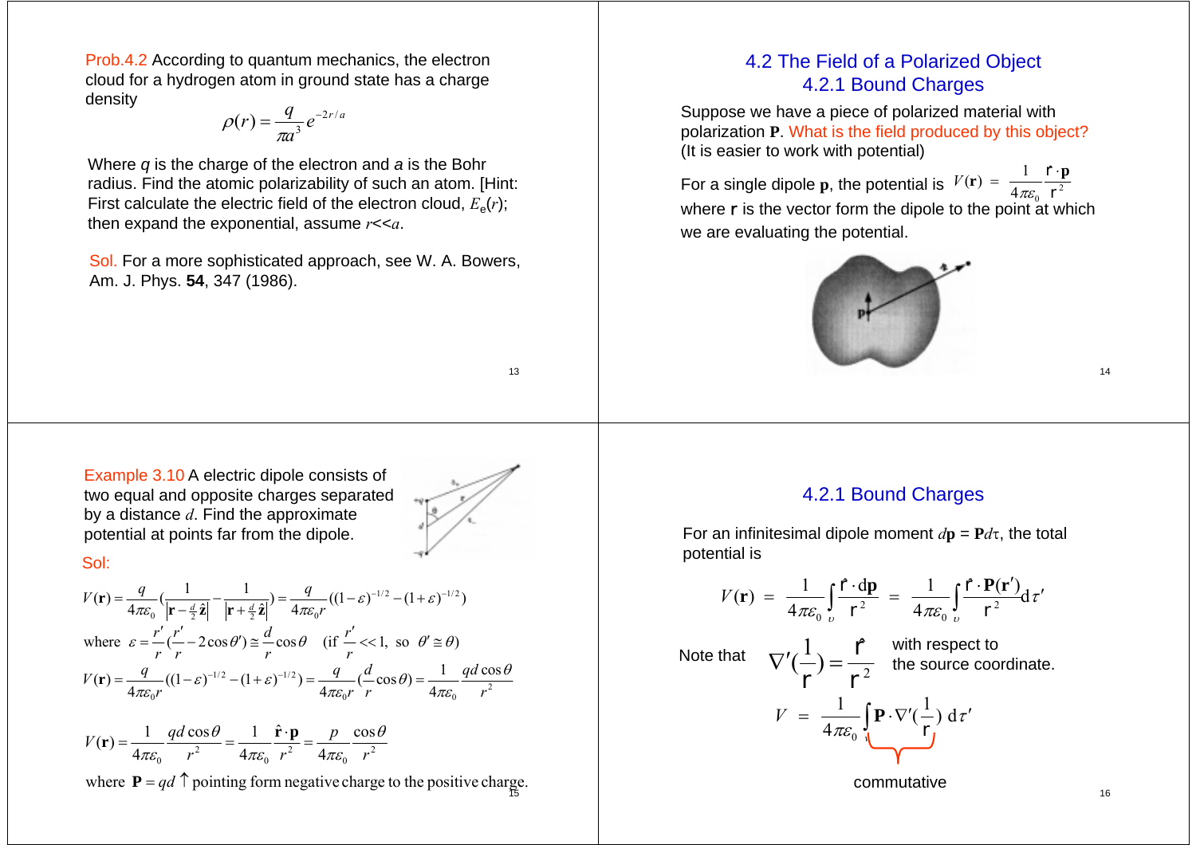Prob.4.2 According to quantum mechanics, the electron cloud for a hydrogen atom in ground state has a charge density

$$\rho(r) = \frac{q}{\pi a^3} e^{-2r/a}$$

Where $q$ is the charge of the electron and $a$ is the Bohr radius. Find the atomic polarizability of such an atom. [Hint: First calculate the electric field of the electron cloud, $E_e(r)$; then expand the exponential, assume $r \ll a$.

Sol. For a more sophisticated approach, see W. A. Bowers, Am. J. Phys. **54**, 347 (1986).

## 4.2 The Field of a Polarized Object

### 4.2.1 Bound Charges

Suppose we have a piece of polarized material with polarization $\mathbf{P}$. What is the field produced by this object? (It is easier to work with potential)

For a single dipole $\mathbf{p}$, the potential is $V(\mathbf{r}) = \frac{1}{4\pi\varepsilon_0} \frac{\hat{\mathbf{r}} \cdot \mathbf{p}}{r^2}$

where $\mathbf{r}$ is the vector form the dipole to the point at which we are evaluating the potential.

Example 3.10 A electric dipole consists of two equal and opposite charges separated by a distance $d$. Find the approximate potential at points far from the dipole.

Sol:

$$V(\mathbf{r}) = \frac{q}{4\pi\varepsilon_0}\left(\frac{1}{\left|\mathbf{r} - \frac{d}{2}\hat{\mathbf{z}}\right|} - \frac{1}{\left|\mathbf{r} + \frac{d}{2}\hat{\mathbf{z}}\right|}\right) = \frac{q}{4\pi\varepsilon_0 r}\left((1-\varepsilon)^{-1/2} - (1+\varepsilon)^{-1/2}\right)$$

where $\varepsilon = \frac{r'}{r}\left(\frac{r'}{r} - 2\cos\theta'\right) \cong \frac{d}{r}\cos\theta \quad$ (if $\frac{r'}{r} \ll 1$, so $\theta' \cong \theta$)

$$V(\mathbf{r}) = \frac{q}{4\pi\varepsilon_0 r}\left((1-\varepsilon)^{-1/2} - (1+\varepsilon)^{-1/2}\right) = \frac{q}{4\pi\varepsilon_0 r}\left(\frac{d}{r}\cos\theta\right) = \frac{1}{4\pi\varepsilon_0}\frac{qd\cos\theta}{r^2}$$

$$V(\mathbf{r}) = \frac{1}{4\pi\varepsilon_0}\frac{qd\cos\theta}{r^2} = \frac{1}{4\pi\varepsilon_0}\frac{\hat{\mathbf{r}} \cdot \mathbf{p}}{r^2} = \frac{p}{4\pi\varepsilon_0}\frac{\cos\theta}{r^2}$$

where $\mathbf{P} = qd \uparrow$ pointing form negative charge to the positive charge.

### 4.2.1 Bound Charges

For an infinitesimal dipole moment $d\mathbf{p} = \mathbf{P}d\tau$, the total potential is

$$V(\mathbf{r}) = \frac{1}{4\pi\varepsilon_0}\int_{\upsilon}\frac{\hat{\mathbf{r}} \cdot d\mathbf{p}}{r^2} = \frac{1}{4\pi\varepsilon_0}\int_{\upsilon}\frac{\hat{\mathbf{r}} \cdot \mathbf{P}(\mathbf{r}')}{r^2}d\tau'$$

Note that $\nabla'\left(\frac{1}{r}\right) = \frac{\hat{\mathbf{r}}}{r^2}$ with respect to the source coordinate.

$$V = \frac{1}{4\pi\varepsilon_0}\int_{\upsilon}\mathbf{P} \cdot \nabla'\left(\frac{1}{r}\right) d\tau'$$

commutative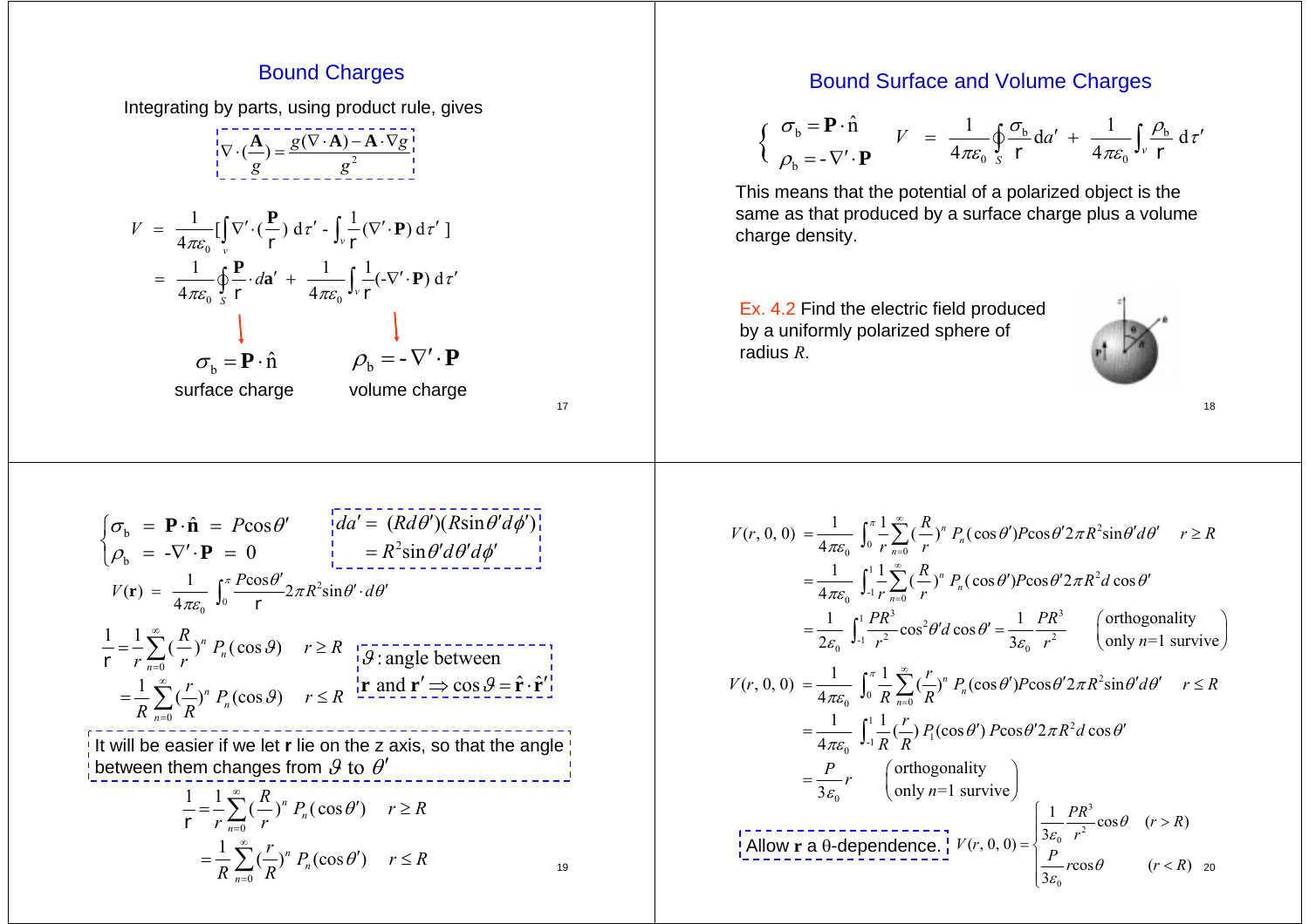## Bound Charges

Integrating by parts, using product rule, gives

$$\nabla \cdot \left(\frac{\mathbf{A}}{g}\right) = \frac{g(\nabla \cdot \mathbf{A}) - \mathbf{A} \cdot \nabla g}{g^2}$$

$$V = \frac{1}{4\pi\varepsilon_0}\left[\int_v \nabla' \cdot \left(\frac{\mathbf{P}}{\text{r}}\right) d\tau' - \int_v \frac{1}{\text{r}}(\nabla' \cdot \mathbf{P})\, d\tau'\right]$$

$$= \frac{1}{4\pi\varepsilon_0}\oint_S \frac{\mathbf{P}}{\text{r}} \cdot d\mathbf{a}' + \frac{1}{4\pi\varepsilon_0}\int_v \frac{1}{\text{r}}(-\nabla' \cdot \mathbf{P})\, d\tau'$$

$\sigma_b = \mathbf{P} \cdot \hat{\text{n}}$ — surface charge

$\rho_b = -\nabla' \cdot \mathbf{P}$ — volume charge

## Bound Surface and Volume Charges

$$\begin{cases} \sigma_b = \mathbf{P} \cdot \hat{\text{n}} \\ \rho_b = -\nabla' \cdot \mathbf{P} \end{cases} \qquad V = \frac{1}{4\pi\varepsilon_0}\oint_S \frac{\sigma_b}{\text{r}}\, da' + \frac{1}{4\pi\varepsilon_0}\int_v \frac{\rho_b}{\text{r}}\, d\tau'$$

This means that the potential of a polarized object is the same as that produced by a surface charge plus a volume charge density.

Ex. 4.2 Find the electric field produced by a uniformly polarized sphere of radius $R$.

$$\begin{cases} \sigma_b = \mathbf{P} \cdot \hat{\mathbf{n}} = P\cos\theta' \\ \rho_b = -\nabla' \cdot \mathbf{P} = 0 \end{cases} \qquad \begin{aligned} da' &= (Rd\theta')(R\sin\theta' d\phi') \\ &= R^2 \sin\theta' d\theta' d\phi' \end{aligned}$$

$$V(\mathbf{r}) = \frac{1}{4\pi\varepsilon_0}\int_0^\pi \frac{P\cos\theta'}{\text{r}} 2\pi R^2 \sin\theta' \cdot d\theta'$$

$$\frac{1}{\text{r}} = \frac{1}{r}\sum_{n=0}^{\infty}\left(\frac{R}{r}\right)^n P_n(\cos\vartheta) \qquad r \ge R$$

$$= \frac{1}{R}\sum_{n=0}^{\infty}\left(\frac{r}{R}\right)^n P_n(\cos\vartheta) \qquad r \le R$$

$\vartheta$: angle between $\mathbf{r}$ and $\mathbf{r}' \Rightarrow \cos\vartheta = \hat{\mathbf{r}} \cdot \hat{\mathbf{r}}'$

It will be easier if we let **r** lie on the z axis, so that the angle between them changes from $\vartheta$ to $\theta'$

$$\frac{1}{\text{r}} = \frac{1}{r}\sum_{n=0}^{\infty}\left(\frac{R}{r}\right)^n P_n(\cos\theta') \qquad r \ge R$$

$$= \frac{1}{R}\sum_{n=0}^{\infty}\left(\frac{r}{R}\right)^n P_n(\cos\theta') \qquad r \le R$$

$$V(r,0,0) = \frac{1}{4\pi\varepsilon_0}\int_0^\pi \frac{1}{r}\sum_{n=0}^{\infty}\left(\frac{R}{r}\right)^n P_n(\cos\theta') P\cos\theta' 2\pi R^2 \sin\theta' d\theta' \qquad r \ge R$$

$$= \frac{1}{4\pi\varepsilon_0}\int_{-1}^1 \frac{1}{r}\sum_{n=0}^{\infty}\left(\frac{R}{r}\right)^n P_n(\cos\theta') P\cos\theta' 2\pi R^2 d\cos\theta'$$

$$= \frac{1}{2\varepsilon_0}\int_{-1}^1 \frac{PR^3}{r^2}\cos^2\theta' d\cos\theta' = \frac{1}{3\varepsilon_0}\frac{PR^3}{r^2} \qquad \text{(orthogonality only } n\text{=1 survive)}$$

$$V(r,0,0) = \frac{1}{4\pi\varepsilon_0}\int_0^\pi \frac{1}{R}\sum_{n=0}^{\infty}\left(\frac{r}{R}\right)^n P_n(\cos\theta') P\cos\theta' 2\pi R^2 \sin\theta' d\theta' \qquad r \le R$$

$$= \frac{1}{4\pi\varepsilon_0}\int_{-1}^1 \frac{1}{R}\left(\frac{r}{R}\right) P_1(\cos\theta') P\cos\theta' 2\pi R^2 d\cos\theta'$$

$$= \frac{P}{3\varepsilon_0} r \qquad \text{(orthogonality only } n\text{=1 survive)}$$

Allow **r** a θ-dependence.

$$V(r,0,0) = \begin{cases} \dfrac{1}{3\varepsilon_0}\dfrac{PR^3}{r^2}\cos\theta & (r > R) \\[2ex] \dfrac{P}{3\varepsilon_0} r\cos\theta & (r < R) \end{cases}$$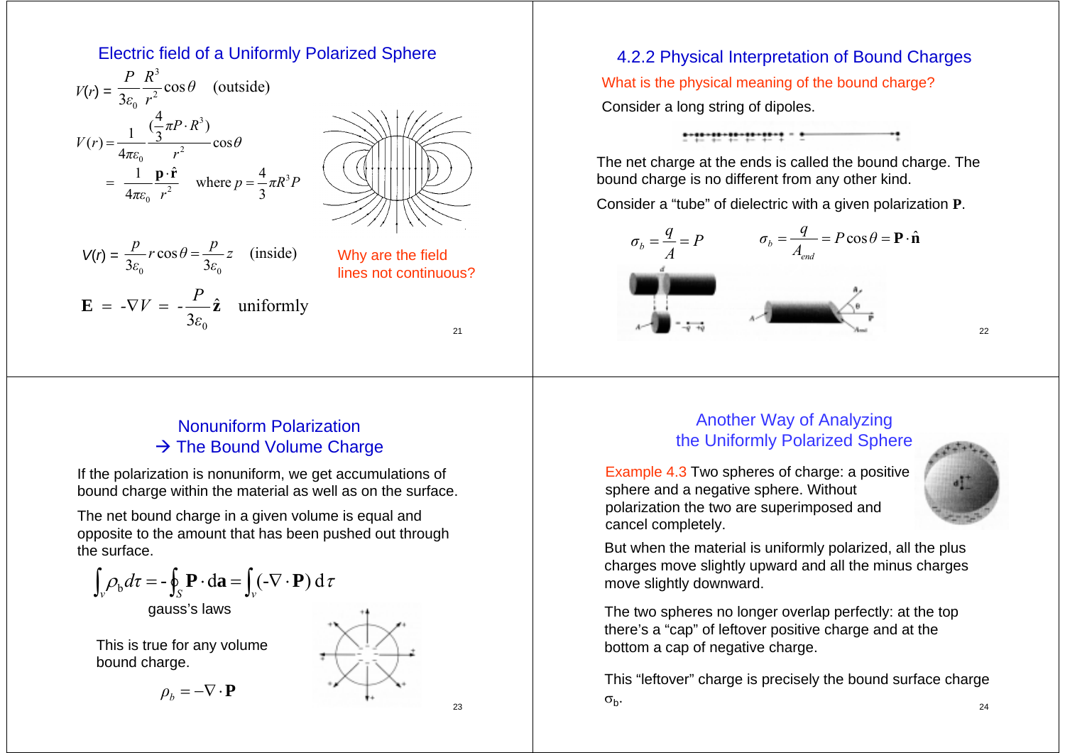## Electric field of a Uniformly Polarized Sphere

$$V(r) = \frac{P}{3\varepsilon_0}\frac{R^3}{r^2}\cos\theta \quad \text{(outside)}$$

$$V(r) = \frac{1}{4\pi\varepsilon_0}\frac{(\frac{4}{3}\pi P \cdot R^3)}{r^2}\cos\theta$$

$$= \frac{1}{4\pi\varepsilon_0}\frac{\mathbf{p}\cdot\hat{\mathbf{r}}}{r^2} \quad \text{where } p = \frac{4}{3}\pi R^3 P$$

$$V(r) = \frac{p}{3\varepsilon_0} r\cos\theta = \frac{p}{3\varepsilon_0} z \quad \text{(inside)}$$

$$\mathbf{E} = -\nabla V = -\frac{P}{3\varepsilon_0}\hat{\mathbf{z}} \quad \text{uniformly}$$

Why are the field lines not continuous?

## 4.2.2 Physical Interpretation of Bound Charges

What is the physical meaning of the bound charge?

Consider a long string of dipoles.

The net charge at the ends is called the bound charge. The bound charge is no different from any other kind.

Consider a "tube" of dielectric with a given polarization $\mathbf{P}$.

$$\sigma_b = \frac{q}{A} = P \qquad \sigma_b = \frac{q}{A_{end}} = P\cos\theta = \mathbf{P}\cdot\hat{\mathbf{n}}$$

## Nonuniform Polarization → The Bound Volume Charge

If the polarization is nonuniform, we get accumulations of bound charge within the material as well as on the surface.

The net bound charge in a given volume is equal and opposite to the amount that has been pushed out through the surface.

$$\int_v \rho_b d\tau = -\oint_S \mathbf{P}\cdot d\mathbf{a} = \int_v (-\nabla\cdot\mathbf{P})\, d\tau$$

gauss's laws

This is true for any volume bound charge.

$$\rho_b = -\nabla\cdot\mathbf{P}$$

## Another Way of Analyzing the Uniformly Polarized Sphere

Example 4.3 Two spheres of charge: a positive sphere and a negative sphere. Without polarization the two are superimposed and cancel completely.

But when the material is uniformly polarized, all the plus charges move slightly upward and all the minus charges move slightly downward.

The two spheres no longer overlap perfectly: at the top there's a "cap" of leftover positive charge and at the bottom a cap of negative charge.

This "leftover" charge is precisely the bound surface charge $\sigma_b$.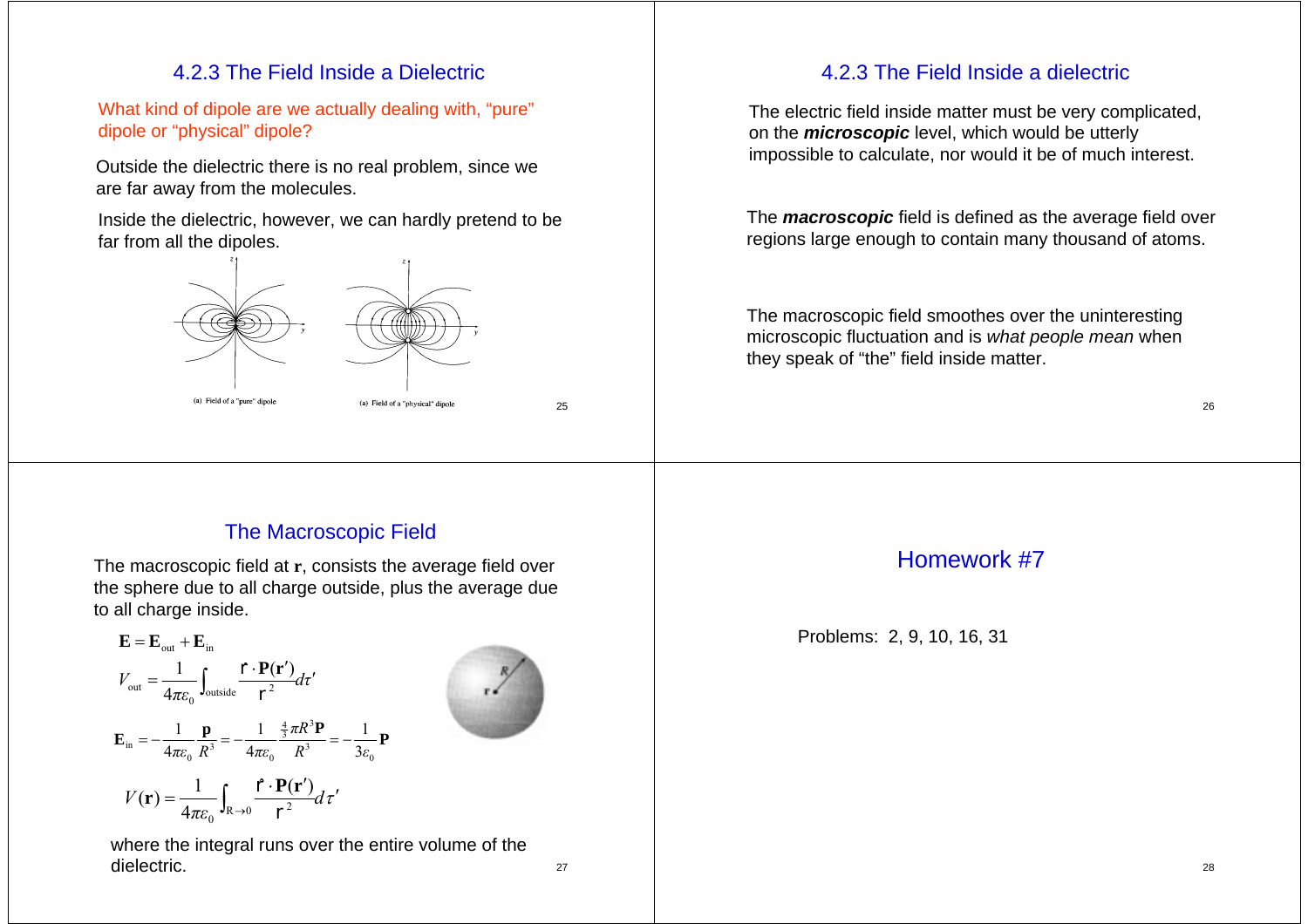## 4.2.3 The Field Inside a Dielectric

What kind of dipole are we actually dealing with, "pure" dipole or "physical" dipole?

Outside the dielectric there is no real problem, since we are far away from the molecules.

Inside the dielectric, however, we can hardly pretend to be far from all the dipoles.

(a) Field of a "pure" dipole

(a) Field of a "physical" dipole

## 4.2.3 The Field Inside a dielectric

The electric field inside matter must be very complicated, on the ***microscopic*** level, which would be utterly impossible to calculate, nor would it be of much interest.

The ***macroscopic*** field is defined as the average field over regions large enough to contain many thousand of atoms.

The macroscopic field smoothes over the uninteresting microscopic fluctuation and is *what people mean* when they speak of "the" field inside matter.

## The Macroscopic Field

The macroscopic field at $\mathbf{r}$, consists the average field over the sphere due to all charge outside, plus the average due to all charge inside.

$$\mathbf{E} = \mathbf{E}_{\text{out}} + \mathbf{E}_{\text{in}}$$

$$V_{\text{out}} = \frac{1}{4\pi\varepsilon_0}\int_{\text{outside}} \frac{\hat{\mathscr{r}} \cdot \mathbf{P}(\mathbf{r}')}{\mathscr{r}^2} d\tau'$$

$$\mathbf{E}_{\text{in}} = -\frac{1}{4\pi\varepsilon_0}\frac{\mathbf{p}}{R^3} = -\frac{1}{4\pi\varepsilon_0}\frac{\frac{4}{3}\pi R^3 \mathbf{P}}{R^3} = -\frac{1}{3\varepsilon_0}\mathbf{P}$$

$$V(\mathbf{r}) = \frac{1}{4\pi\varepsilon_0}\int_{R\to 0} \frac{\hat{\mathscr{r}} \cdot \mathbf{P}(\mathbf{r}')}{\mathscr{r}^2} d\tau'$$

where the integral runs over the entire volume of the dielectric.

## Homework #7

Problems: 2, 9, 10, 16, 31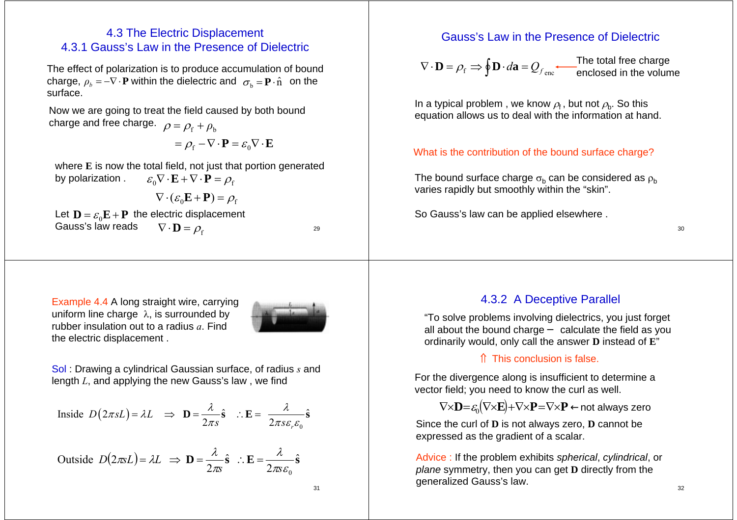## 4.3 The Electric Displacement
### 4.3.1 Gauss's Law in the Presence of Dielectric

The effect of polarization is to produce accumulation of bound charge, $\rho_b = -\nabla \cdot \mathbf{P}$ within the dielectric and $\sigma_b = \mathbf{P} \cdot \hat{n}$ on the surface.

Now we are going to treat the field caused by both bound charge and free charge. $\rho = \rho_f + \rho_b$

$$= \rho_f - \nabla \cdot \mathbf{P} = \varepsilon_0 \nabla \cdot \mathbf{E}$$

where $\mathbf{E}$ is now the total field, not just that portion generated by polarization . $\varepsilon_0 \nabla \cdot \mathbf{E} + \nabla \cdot \mathbf{P} = \rho_f$

$$\nabla \cdot (\varepsilon_0 \mathbf{E} + \mathbf{P}) = \rho_f$$

Let $\mathbf{D} = \varepsilon_0 \mathbf{E} + \mathbf{P}$ the electric displacement

Gauss's law reads $\nabla \cdot \mathbf{D} = \rho_f$

### Gauss's Law in the Presence of Dielectric

$$\nabla \cdot \mathbf{D} = \rho_f \Rightarrow \oint \mathbf{D} \cdot d\mathbf{a} = Q_{f\,\text{enc}}$$

← The total free charge enclosed in the volume

In a typical problem , we know $\rho_f$, but not $\rho_b$. So this equation allows us to deal with the information at hand.

What is the contribution of the bound surface charge?

The bound surface charge $\sigma_b$ can be considered as $\rho_b$ varies rapidly but smoothly within the "skin".

So Gauss's law can be applied elsewhere .

**Example 4.4** A long straight wire, carrying uniform line charge $\lambda$, is surrounded by rubber insulation out to a radius $a$. Find the electric displacement .

**Sol** : Drawing a cylindrical Gaussian surface, of radius $s$ and length $L$, and applying the new Gauss's law , we find

$$\text{Inside } D(2\pi s L) = \lambda L \quad \Rightarrow \quad \mathbf{D} = \frac{\lambda}{2\pi s}\hat{\mathbf{s}} \quad \therefore \mathbf{E} = \frac{\lambda}{2\pi s \varepsilon_r \varepsilon_0}\hat{\mathbf{s}}$$

$$\text{Outside } D(2\pi s L) = \lambda L \quad \Rightarrow \quad \mathbf{D} = \frac{\lambda}{2\pi s}\hat{\mathbf{s}} \quad \therefore \mathbf{E} = \frac{\lambda}{2\pi s \varepsilon_0}\hat{\mathbf{s}}$$

### 4.3.2 A Deceptive Parallel

"To solve problems involving dielectrics, you just forget all about the bound charge – calculate the field as you ordinarily would, only call the answer $\mathbf{D}$ instead of $\mathbf{E}$"

⇑ This conclusion is false.

For the divergence along is insufficient to determine a vector field; you need to know the curl as well.

$$\nabla \times \mathbf{D} = \varepsilon_0 (\nabla \times \mathbf{E}) + \nabla \times \mathbf{P} = \nabla \times \mathbf{P} \leftarrow \text{not always zero}$$

Since the curl of $\mathbf{D}$ is not always zero, $\mathbf{D}$ cannot be expressed as the gradient of a scalar.

Advice : If the problem exhibits *spherical*, *cylindrical*, or *plane* symmetry, then you can get $\mathbf{D}$ directly from the generalized Gauss's law.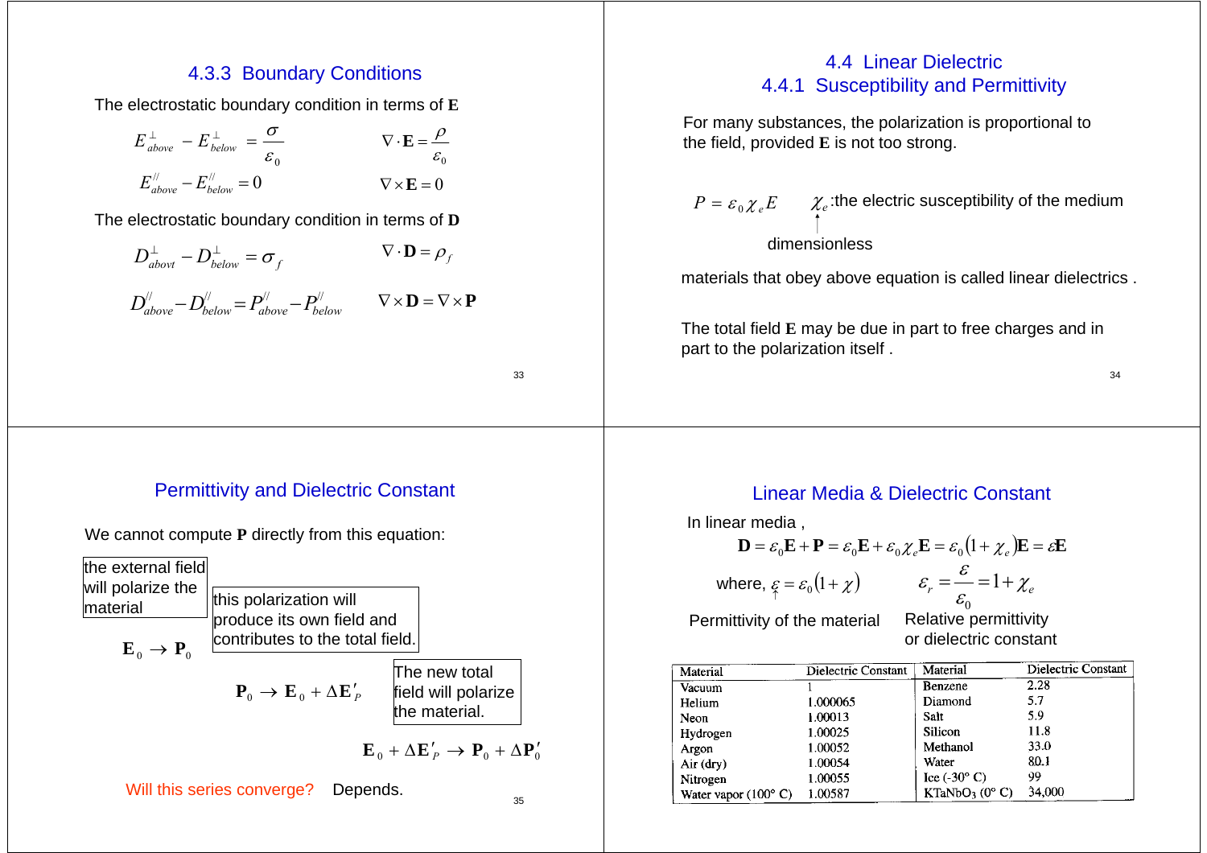## 4.3.3 Boundary Conditions

The electrostatic boundary condition in terms of **E**

$$E^{\perp}_{above} - E^{\perp}_{below} = \frac{\sigma}{\varepsilon_0} \qquad \nabla \cdot \mathbf{E} = \frac{\rho}{\varepsilon_0}$$

$$E^{//}_{above} - E^{//}_{below} = 0 \qquad \nabla \times \mathbf{E} = 0$$

The electrostatic boundary condition in terms of **D**

$$D^{\perp}_{abovt} - D^{\perp}_{below} = \sigma_f \qquad \nabla \cdot \mathbf{D} = \rho_f$$

$$D^{//}_{above} - D^{//}_{below} = P^{//}_{above} - P^{//}_{below} \qquad \nabla \times \mathbf{D} = \nabla \times \mathbf{P}$$

## 4.4 Linear Dielectric
### 4.4.1 Susceptibility and Permittivity

For many substances, the polarization is proportional to the field, provided **E** is not too strong.

$$P = \varepsilon_0 \chi_e E$$

$\chi_e$: the electric susceptibility of the medium (dimensionless)

materials that obey above equation is called linear dielectrics .

The total field **E** may be due in part to free charges and in part to the polarization itself .

## Permittivity and Dielectric Constant

We cannot compute **P** directly from this equation:

the external field will polarize the material

$$\mathbf{E}_0 \rightarrow \mathbf{P}_0$$

this polarization will produce its own field and contributes to the total field.

$$\mathbf{P}_0 \rightarrow \mathbf{E}_0 + \Delta \mathbf{E}'_P$$

The new total field will polarize the material.

$$\mathbf{E}_0 + \Delta \mathbf{E}'_P \rightarrow \mathbf{P}_0 + \Delta \mathbf{P}'_0$$

Will this series converge? Depends.

## Linear Media & Dielectric Constant

In linear media ,

$$\mathbf{D} = \varepsilon_0 \mathbf{E} + \mathbf{P} = \varepsilon_0 \mathbf{E} + \varepsilon_0 \chi_e \mathbf{E} = \varepsilon_0 (1 + \chi_e) \mathbf{E} = \varepsilon \mathbf{E}$$

where, $\varepsilon = \varepsilon_0 (1 + \chi)$ — Permittivity of the material

$\varepsilon_r = \dfrac{\varepsilon}{\varepsilon_0} = 1 + \chi_e$ — Relative permittivity or dielectric constant

| Material | Dielectric Constant | Material | Dielectric Constant |
|---|---|---|---|
| Vacuum | 1 | Benzene | 2.28 |
| Helium | 1.000065 | Diamond | 5.7 |
| Neon | 1.00013 | Salt | 5.9 |
| Hydrogen | 1.00025 | Silicon | 11.8 |
| Argon | 1.00052 | Methanol | 33.0 |
| Air (dry) | 1.00054 | Water | 80.1 |
| Nitrogen | 1.00055 | Ice (-30° C) | 99 |
| Water vapor (100° C) | 1.00587 | $KTaNbO_3$ (0° C) | 34,000 |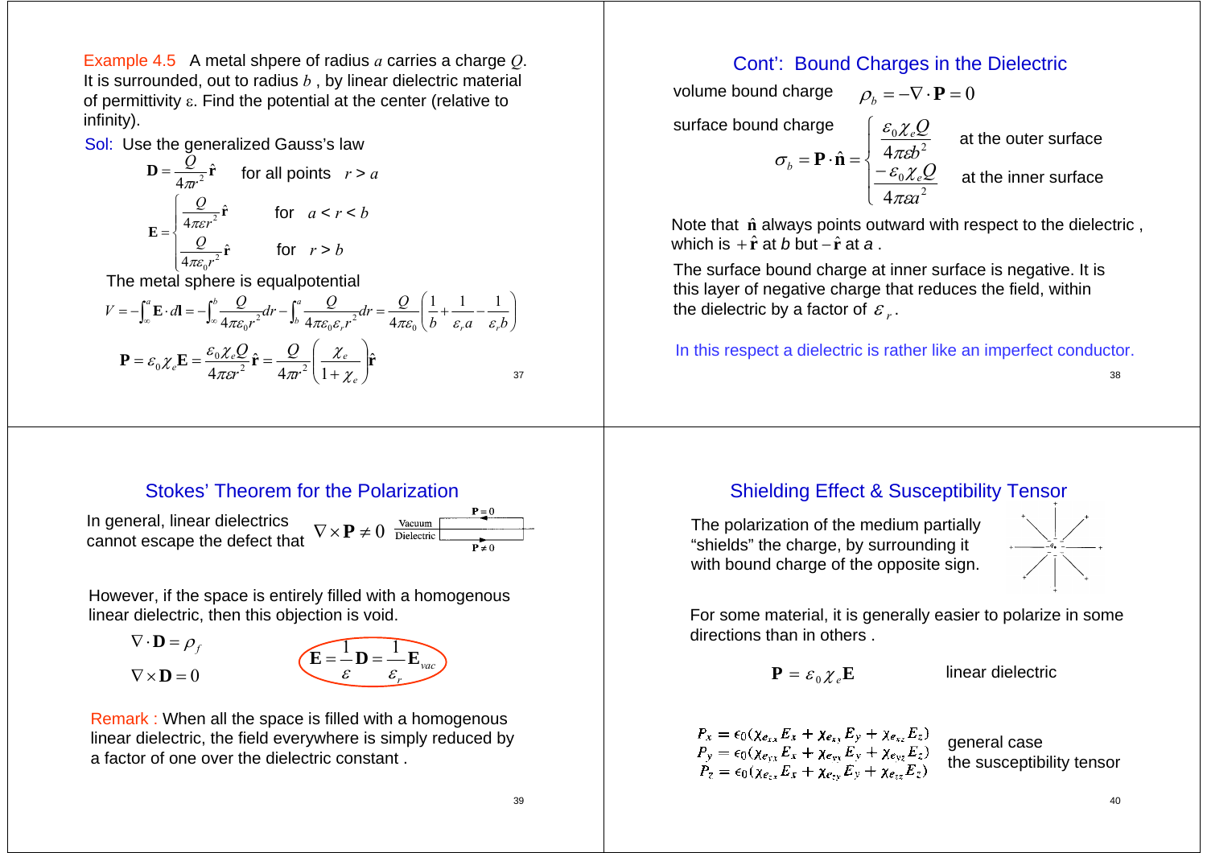Example 4.5 A metal shpere of radius $a$ carries a charge $Q$. It is surrounded, out to radius $b$, by linear dielectric material of permittivity ε. Find the potential at the center (relative to infinity).

Sol: Use the generalized Gauss's law

$$\mathbf{D} = \frac{Q}{4\pi r^2}\hat{\mathbf{r}} \quad \text{for all points} \quad r > a$$

$$\mathbf{E} = \begin{cases} \dfrac{Q}{4\pi\varepsilon r^2}\hat{\mathbf{r}} & \text{for} \quad a < r < b \\ \dfrac{Q}{4\pi\varepsilon_0 r^2}\hat{\mathbf{r}} & \text{for} \quad r > b \end{cases}$$

The metal sphere is equalpotential

$$V = -\int_\infty^a \mathbf{E}\cdot d\mathbf{l} = -\int_\infty^b \frac{Q}{4\pi\varepsilon_0 r^2}dr - \int_b^a \frac{Q}{4\pi\varepsilon_0\varepsilon_r r^2}dr = \frac{Q}{4\pi\varepsilon_0}\left(\frac{1}{b} + \frac{1}{\varepsilon_r a} - \frac{1}{\varepsilon_r b}\right)$$

$$\mathbf{P} = \varepsilon_0\chi_e\mathbf{E} = \frac{\varepsilon_0\chi_e Q}{4\pi\varepsilon r^2}\hat{\mathbf{r}} = \frac{Q}{4\pi r^2}\left(\frac{\chi_e}{1+\chi_e}\right)\hat{\mathbf{r}}$$

## Cont': Bound Charges in the Dielectric

volume bound charge $\rho_b = -\nabla\cdot\mathbf{P} = 0$

surface bound charge

$$\sigma_b = \mathbf{P}\cdot\hat{\mathbf{n}} = \begin{cases} \dfrac{\varepsilon_0\chi_e Q}{4\pi\varepsilon b^2} & \text{at the outer surface} \\ \dfrac{-\varepsilon_0\chi_e Q}{4\pi\varepsilon a^2} & \text{at the inner surface} \end{cases}$$

Note that $\hat{\mathbf{n}}$ always points outward with respect to the dielectric, which is $+\hat{\mathbf{r}}$ at $b$ but $-\hat{\mathbf{r}}$ at $a$.

The surface bound charge at inner surface is negative. It is this layer of negative charge that reduces the field, within the dielectric by a factor of $\varepsilon_r$.

In this respect a dielectric is rather like an imperfect conductor.

## Stokes' Theorem for the Polarization

In general, linear dielectrics cannot escape the defect that $\nabla\times\mathbf{P} \neq 0$

(Vacuum: $\mathbf{P} = 0$; Dielectric: $\mathbf{P} \neq 0$)

However, if the space is entirely filled with a homogenous linear dielectric, then this objection is void.

$$\nabla\cdot\mathbf{D} = \rho_f$$

$$\nabla\times\mathbf{D} = 0$$

$$\mathbf{E} = \frac{1}{\varepsilon}\mathbf{D} = \frac{1}{\varepsilon_r}\mathbf{E}_{vac}$$

Remark : When all the space is filled with a homogenous linear dielectric, the field everywhere is simply reduced by a factor of one over the dielectric constant .

## Shielding Effect & Susceptibility Tensor

The polarization of the medium partially "shields" the charge, by surrounding it with bound charge of the opposite sign.

For some material, it is generally easier to polarize in some directions than in others .

$$\mathbf{P} = \varepsilon_0\chi_e\mathbf{E} \qquad \text{linear dielectric}$$

$$\begin{aligned} P_x &= \epsilon_0(\chi_{e_{xx}}E_x + \chi_{e_{xy}}E_y + \chi_{e_{xz}}E_z) \\ P_y &= \epsilon_0(\chi_{e_{yx}}E_x + \chi_{e_{yy}}E_y + \chi_{e_{yz}}E_z) \\ P_z &= \epsilon_0(\chi_{e_{zx}}E_x + \chi_{e_{zy}}E_y + \chi_{e_{zz}}E_z) \end{aligned}$$

general case
the susceptibility tensor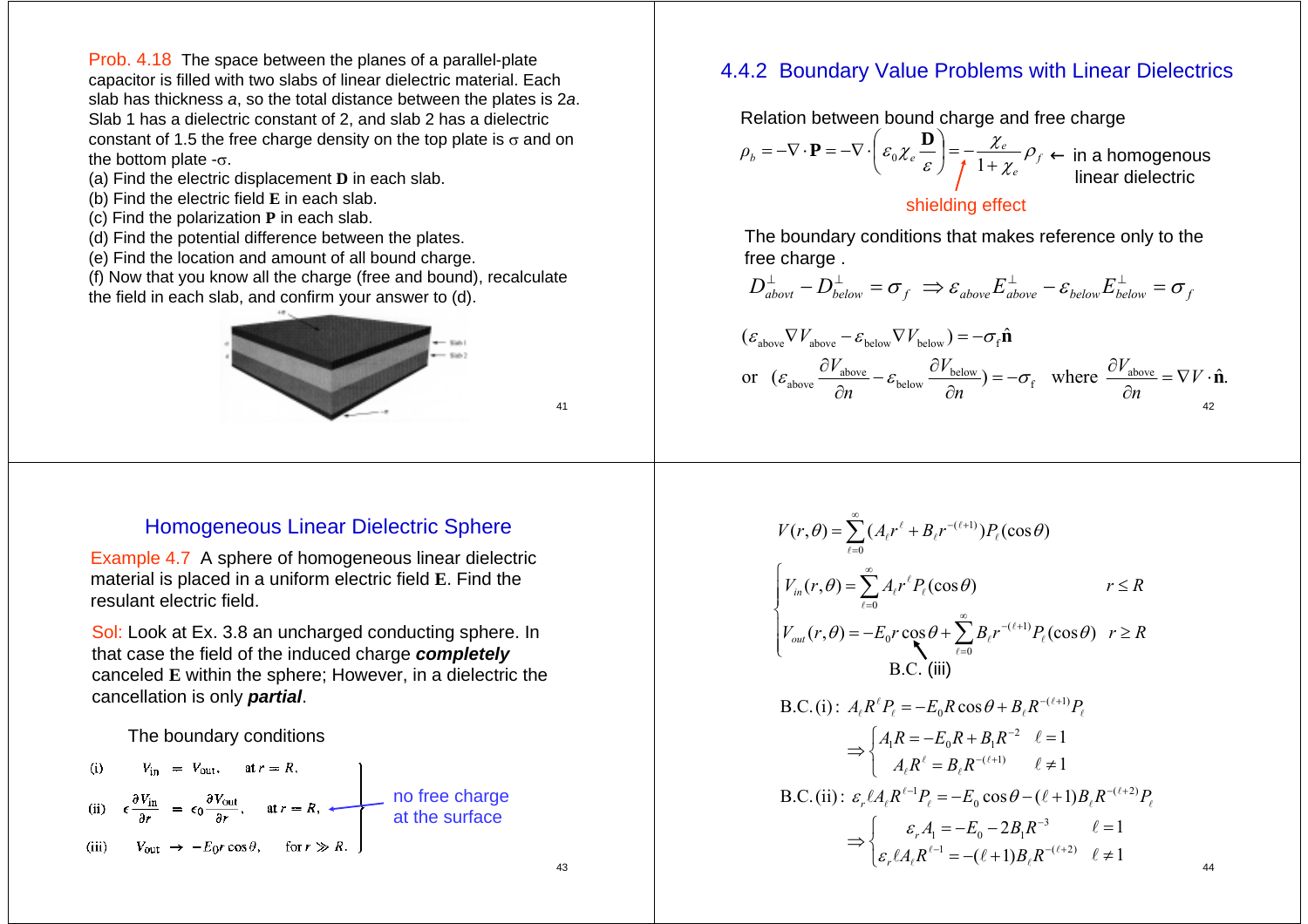Prob. 4.18 The space between the planes of a parallel-plate capacitor is filled with two slabs of linear dielectric material. Each slab has thickness $a$, so the total distance between the plates is $2a$. Slab 1 has a dielectric constant of 2, and slab 2 has a dielectric constant of 1.5 the free charge density on the top plate is $\sigma$ and on the bottom plate $-\sigma$.

(a) Find the electric displacement **D** in each slab.
(b) Find the electric field **E** in each slab.
(c) Find the polarization **P** in each slab.
(d) Find the potential difference between the plates.
(e) Find the location and amount of all bound charge.
(f) Now that you know all the charge (free and bound), recalculate the field in each slab, and confirm your answer to (d).

## 4.4.2 Boundary Value Problems with Linear Dielectrics

Relation between bound charge and free charge

$$\rho_b = -\nabla\cdot\mathbf{P} = -\nabla\cdot\left(\varepsilon_0\chi_e\frac{\mathbf{D}}{\varepsilon}\right) = -\frac{\chi_e}{1+\chi_e}\rho_f$$

← in a homogenous linear dielectric

shielding effect

The boundary conditions that makes reference only to the free charge .

$$D^\perp_{abovt} - D^\perp_{below} = \sigma_f \;\Rightarrow\; \varepsilon_{above}E^\perp_{above} - \varepsilon_{below}E^\perp_{below} = \sigma_f$$

$$(\varepsilon_{\text{above}}\nabla V_{\text{above}} - \varepsilon_{\text{below}}\nabla V_{\text{below}}) = -\sigma_f\hat{\mathbf{n}}$$

$$\text{or}\quad \left(\varepsilon_{\text{above}}\frac{\partial V_{\text{above}}}{\partial n} - \varepsilon_{\text{below}}\frac{\partial V_{\text{below}}}{\partial n}\right) = -\sigma_f \quad\text{where}\quad \frac{\partial V_{\text{above}}}{\partial n} = \nabla V\cdot\hat{\mathbf{n}}.$$

## Homogeneous Linear Dielectric Sphere

Example 4.7 A sphere of homogeneous linear dielectric material is placed in a uniform electric field **E**. Find the resulant electric field.

Sol: Look at Ex. 3.8 an uncharged conducting sphere. In that case the field of the induced charge ***completely*** canceled **E** within the sphere; However, in a dielectric the cancellation is only ***partial***.

The boundary conditions

(i) $V_{\text{in}} = V_{\text{out}}$, at $r = R$.

(ii) $\epsilon\dfrac{\partial V_{\text{in}}}{\partial r} = \epsilon_0\dfrac{\partial V_{\text{out}}}{\partial r}$, at $r = R$, ← no free charge at the surface

(iii) $V_{\text{out}} \to -E_0 r\cos\theta$, for $r \gg R$.

$$V(r,\theta) = \sum_{\ell=0}^{\infty}(A_\ell r^\ell + B_\ell r^{-(\ell+1)})P_\ell(\cos\theta)$$

$$\begin{cases} V_{in}(r,\theta) = \displaystyle\sum_{\ell=0}^{\infty} A_\ell r^\ell P_\ell(\cos\theta) & r \le R \\ V_{out}(r,\theta) = -E_0 r\cos\theta + \displaystyle\sum_{\ell=0}^{\infty} B_\ell r^{-(\ell+1)}P_\ell(\cos\theta) & r \ge R \end{cases}$$

B.C. (iii)

$$\text{B.C. (i)}:\; A_\ell R^\ell P_\ell = -E_0 R\cos\theta + B_\ell R^{-(\ell+1)}P_\ell$$

$$\Rightarrow \begin{cases} A_1 R = -E_0 R + B_1 R^{-2} & \ell = 1 \\ A_\ell R^\ell = B_\ell R^{-(\ell+1)} & \ell \ne 1 \end{cases}$$

$$\text{B.C. (ii)}:\; \varepsilon_r \ell A_\ell R^{\ell-1}P_\ell = -E_0\cos\theta - (\ell+1)B_\ell R^{-(\ell+2)}P_\ell$$

$$\Rightarrow \begin{cases} \varepsilon_r A_1 = -E_0 - 2B_1 R^{-3} & \ell = 1 \\ \varepsilon_r \ell A_\ell R^{\ell-1} = -(\ell+1)B_\ell R^{-(\ell+2)} & \ell \ne 1 \end{cases}$$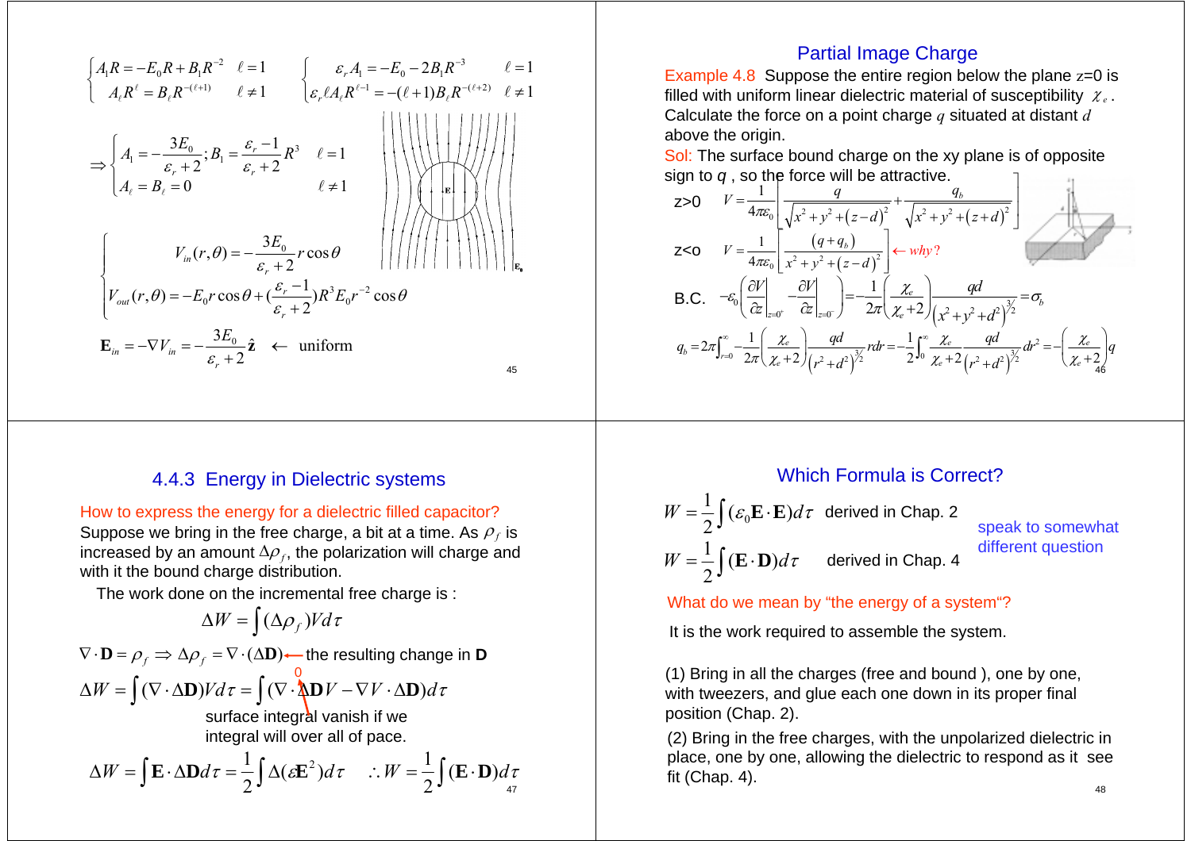$$\begin{cases} A_1 R = -E_0 R + B_1 R^{-2} & \ell = 1 \\ A_\ell R^\ell = B_\ell R^{-(\ell+1)} & \ell \neq 1 \end{cases} \qquad \begin{cases} \varepsilon_r A_1 = -E_0 - 2B_1 R^{-3} & \ell = 1 \\ \varepsilon_r \ell A_\ell R^{\ell-1} = -(\ell+1) B_\ell R^{-(\ell+2)} & \ell \neq 1 \end{cases}$$

$$\Rightarrow \begin{cases} A_1 = -\dfrac{3E_0}{\varepsilon_r + 2}; B_1 = \dfrac{\varepsilon_r - 1}{\varepsilon_r + 2} R^3 & \ell = 1 \\ A_\ell = B_\ell = 0 & \ell \neq 1 \end{cases}$$

$$\begin{cases} V_{in}(r,\theta) = -\dfrac{3E_0}{\varepsilon_r + 2} r\cos\theta \\ V_{out}(r,\theta) = -E_0 r\cos\theta + (\dfrac{\varepsilon_r - 1}{\varepsilon_r + 2}) R^3 E_0 r^{-2} \cos\theta \end{cases}$$

$$\mathbf{E}_{in} = -\nabla V_{in} = -\frac{3E_0}{\varepsilon_r + 2}\hat{\mathbf{z}} \quad \leftarrow \text{ uniform}$$

## Partial Image Charge

Example 4.8 Suppose the entire region below the plane $z$=0 is filled with uniform linear dielectric material of susceptibility $\chi_e$. Calculate the force on a point charge $q$ situated at distant $d$ above the origin.

Sol: The surface bound charge on the xy plane is of opposite sign to $q$, so the force will be attractive.

z>0 $\quad V = \dfrac{1}{4\pi\varepsilon_0}\left[\dfrac{q}{\sqrt{x^2+y^2+(z-d)^2}} + \dfrac{q_b}{\sqrt{x^2+y^2+(z+d)^2}}\right]$

z<0 $\quad V = \dfrac{1}{4\pi\varepsilon_0}\left[\dfrac{(q+q_b)}{\sqrt{x^2+y^2+(z-d)^2}}\right] \leftarrow$ *why?*

B.C. $\quad -\varepsilon_0\left(\dfrac{\partial V}{\partial z}\bigg|_{z=0^+} - \dfrac{\partial V}{\partial z}\bigg|_{z=0^-}\right) = -\dfrac{1}{2\pi}\left(\dfrac{\chi_e}{\chi_e+2}\right)\dfrac{qd}{\left(x^2+y^2+d^2\right)^{3/2}} = \sigma_b$

$$q_b = 2\pi\int_{r=0}^{\infty} -\frac{1}{2\pi}\left(\frac{\chi_e}{\chi_e+2}\right)\frac{qd}{\left(r^2+d^2\right)^{3/2}} r\,dr = -\frac{1}{2}\int_0^{\infty}\frac{\chi_e}{\chi_e+2}\frac{qd}{\left(r^2+d^2\right)^{3/2}}dr^2 = -\left(\frac{\chi_e}{\chi_e+2}\right)q$$

## 4.4.3 Energy in Dielectric systems

How to express the energy for a dielectric filled capacitor?

Suppose we bring in the free charge, a bit at a time. As $\rho_f$ is increased by an amount $\Delta\rho_f$, the polarization will charge and with it the bound charge distribution.

The work done on the incremental free charge is :

$$\Delta W = \int (\Delta\rho_f) V d\tau$$

$$\nabla\cdot\mathbf{D} = \rho_f \Rightarrow \Delta\rho_f = \nabla\cdot(\Delta\mathbf{D}) \leftarrow \text{the resulting change in } \mathbf{D}$$

$$\Delta W = \int (\nabla\cdot\Delta\mathbf{D}) V d\tau = \int (\nabla\cdot\Delta\mathbf{D}V - \nabla V\cdot\Delta\mathbf{D}) d\tau$$

0 — surface integral vanish if we integral will over all of pace.

$$\Delta W = \int \mathbf{E}\cdot\Delta\mathbf{D} d\tau = \frac{1}{2}\int \Delta(\varepsilon\mathbf{E}^2) d\tau \quad \therefore W = \frac{1}{2}\int (\mathbf{E}\cdot\mathbf{D}) d\tau$$

## Which Formula is Correct?

$W = \dfrac{1}{2}\int (\varepsilon_0\mathbf{E}\cdot\mathbf{E}) d\tau$ derived in Chap. 2

$W = \dfrac{1}{2}\int (\mathbf{E}\cdot\mathbf{D}) d\tau$ derived in Chap. 4

speak to somewhat different question

What do we mean by "the energy of a system"?

It is the work required to assemble the system.

(1) Bring in all the charges (free and bound ), one by one, with tweezers, and glue each one down in its proper final position (Chap. 2).

(2) Bring in the free charges, with the unpolarized dielectric in place, one by one, allowing the dielectric to respond as it see fit (Chap. 4).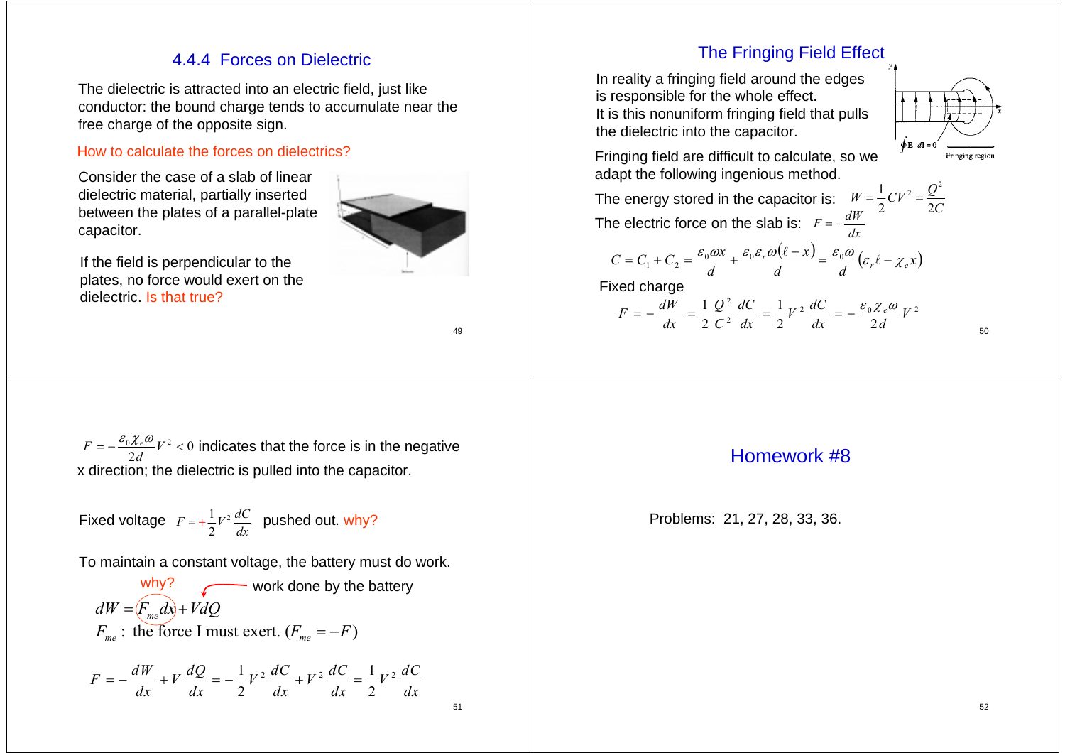## 4.4.4 Forces on Dielectric

The dielectric is attracted into an electric field, just like conductor: the bound charge tends to accumulate near the free charge of the opposite sign.

How to calculate the forces on dielectrics?

Consider the case of a slab of linear dielectric material, partially inserted between the plates of a parallel-plate capacitor.

If the field is perpendicular to the plates, no force would exert on the dielectric. Is that true?

## The Fringing Field Effect

In reality a fringing field around the edges is responsible for the whole effect. It is this nonuniform fringing field that pulls the dielectric into the capacitor.

$\oint \mathbf{E} \cdot d\mathbf{l} = 0$

Fringing region

Fringing field are difficult to calculate, so we adapt the following ingenious method.

The energy stored in the capacitor is: $W = \frac{1}{2}CV^2 = \frac{Q^2}{2C}$

The electric force on the slab is: $F = -\frac{dW}{dx}$

$$C = C_1 + C_2 = \frac{\varepsilon_0 \omega x}{d} + \frac{\varepsilon_0 \varepsilon_r \omega (\ell - x)}{d} = \frac{\varepsilon_0 \omega}{d}(\varepsilon_r \ell - \chi_e x)$$

Fixed charge

$$F = -\frac{dW}{dx} = \frac{1}{2}\frac{Q^2}{C^2}\frac{dC}{dx} = \frac{1}{2}V^2\frac{dC}{dx} = -\frac{\varepsilon_0 \chi_e \omega}{2d}V^2$$

$F = -\frac{\varepsilon_0 \chi_e \omega}{2d}V^2 < 0$ indicates that the force is in the negative x direction; the dielectric is pulled into the capacitor.

Fixed voltage $F = +\frac{1}{2}V^2\frac{dC}{dx}$ pushed out. why?

To maintain a constant voltage, the battery must do work.

why? — work done by the battery

$$dW = F_{me}dx + VdQ$$

$F_{me}$: the force I must exert. ($F_{me} = -F$)

$$F = -\frac{dW}{dx} + V\frac{dQ}{dx} = -\frac{1}{2}V^2\frac{dC}{dx} + V^2\frac{dC}{dx} = \frac{1}{2}V^2\frac{dC}{dx}$$

## Homework #8

Problems: 21, 27, 28, 33, 36.